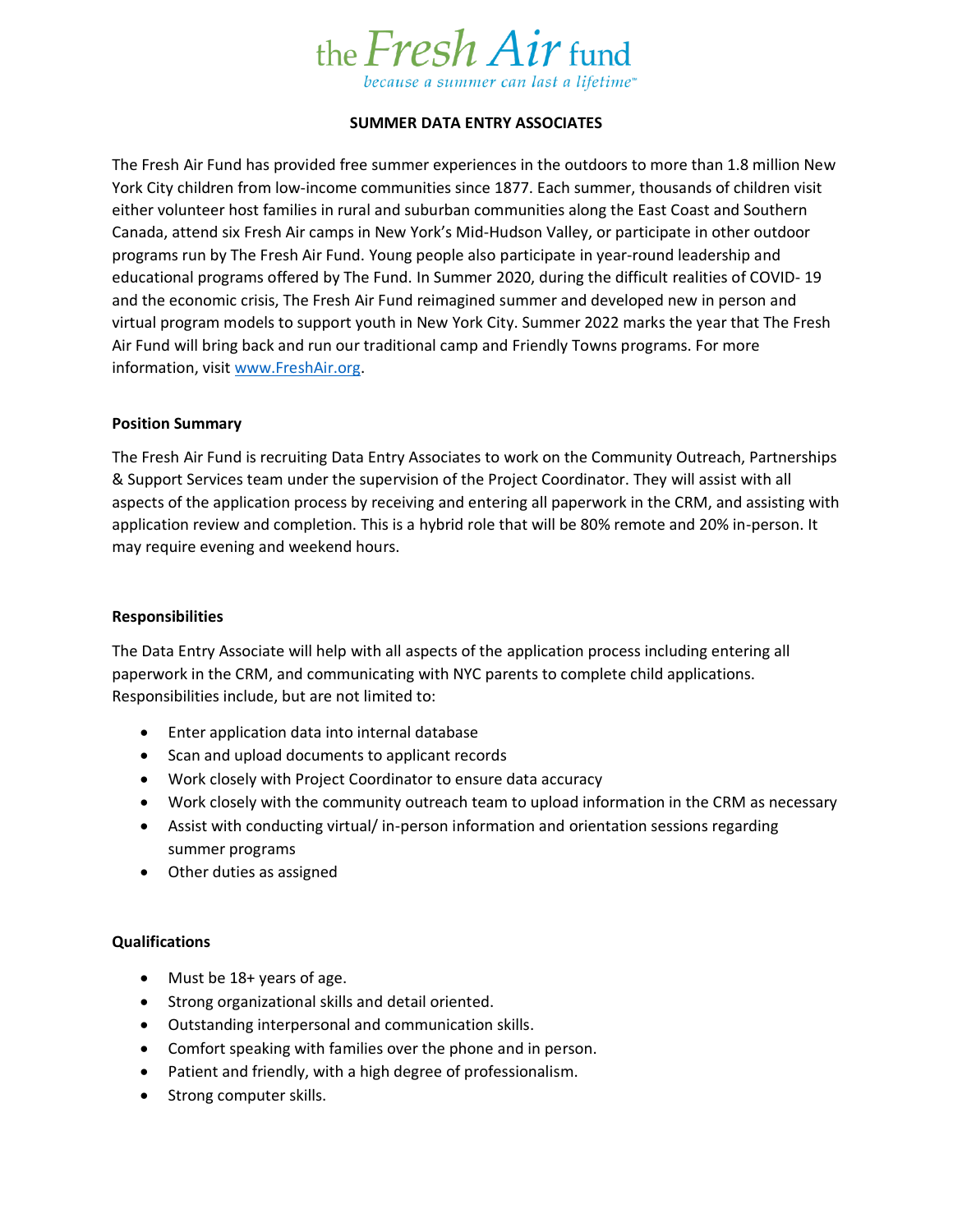the Fresh Air fund

*because a summer can last a lifetime™*

# SUMMER DATA ENTRY ASSOCIATES

The Fresh Air Fund has provided free summer experiences in the outdoors to more than 1.8 million New York City children from low-income communities since 1877. Each summer, thousands of children visit either volunteer host families in rural and suburban communities along the East Coast and Southern Canada, attend six Fresh Air camps in New York's Mid-Hudson Valley, or participate in other outdoor programs run by The Fresh Air Fund. Young people also participate in year-round leadership and educational programs offered by The Fund. In Summer 2020, during the difficult realities of COVID- 19 and the economic crisis, The Fresh Air Fund reimagined summer and developed new in person and virtual program models to support youth in New York City. Summer 2022 marks the year that The Fresh Air Fund will bring back and run our traditional camp and Friendly Towns programs. For more information, visit [www.FreshAir.org](www.FreshAir.org).

## Position Summary

The Fresh Air Fund is recruiting Data Entry Associates to work on the Community Outreach, Partnerships & Support Services team under the supervision of the Project Coordinator. They will assist with all aspects of the application process by receiving and entering all paperwork in the CRM, and assisting with application review and completion. This is a hybrid role that will be 80% remote and 20% in-person. It may require evening and weekend hours.

## Responsibilities

The Data Entry Associate will help with all aspects of the application process including entering all paperwork in the CRM, and communicating with NYC parents to complete child applications. Responsibilities include, but are not limited to:

- Enter application data into internal database
- Scan and upload documents to applicant records
- Work closely with Project Coordinator to ensure data accuracy
- Work closely with the community outreach team to upload information in the CRM as necessary
- Assist with conducting virtual/ in-person information and orientation sessions regarding summer programs
- Other duties as assigned

## Qualifications

- Must be 18+ years of age.
- Strong organizational skills and detail oriented.
- Outstanding interpersonal and communication skills.
- Comfort speaking with families over the phone and in person.
- Patient and friendly, with a high degree of professionalism.
- Strong computer skills.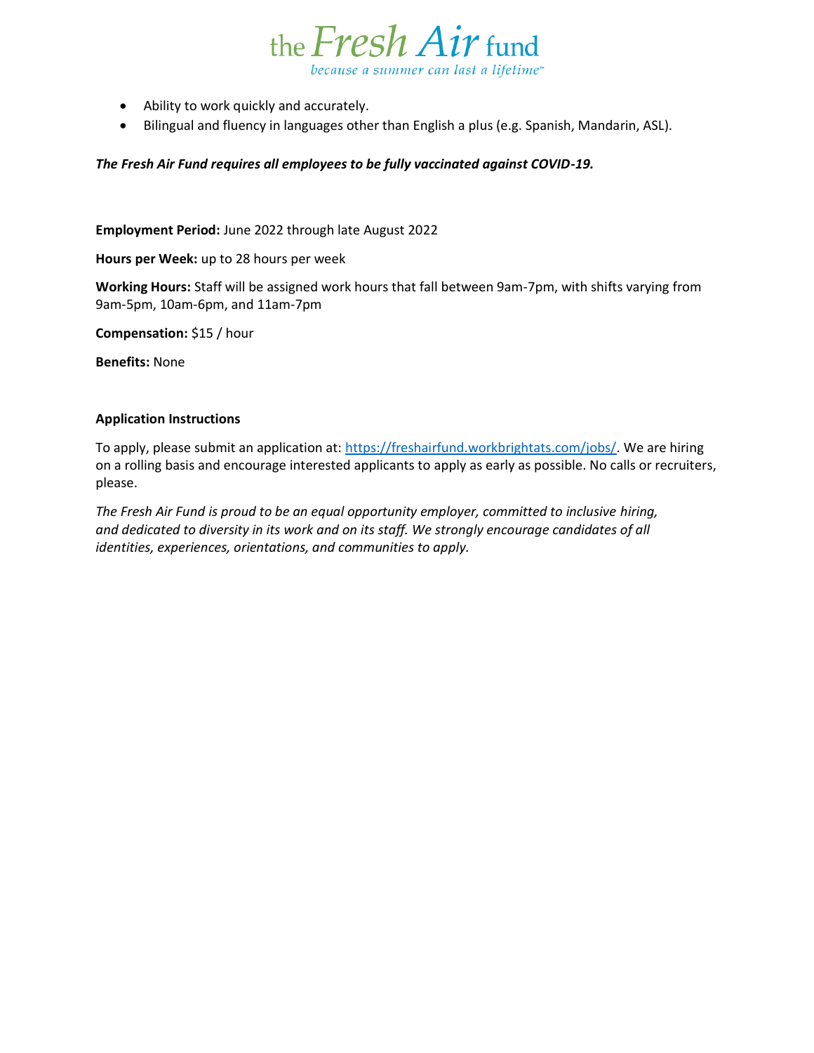- Ability to work quickly and accurately.
- Bilingual and fluency in languages other than English a plus (e.g. Spanish, Mandarin, ASL).

***The Fresh Air Fund requires all employees to be fully vaccinated against COVID-19.***

**Employment Period:** June 2022 through late August 2022

**Hours per Week:** up to 28 hours per week

**Working Hours:** Staff will be assigned work hours that fall between 9am-7pm, with shifts varying from 9am-5pm, 10am-6pm, and 11am-7pm

**Compensation:** $15 / hour

**Benefits:** None

**Application Instructions**

To apply, please submit an application at: https://freshairfund.workbrightats.com/jobs/. We are hiring on a rolling basis and encourage interested applicants to apply as early as possible. No calls or recruiters, please.

*The Fresh Air Fund is proud to be an equal opportunity employer, committed to inclusive hiring, and dedicated to diversity in its work and on its staff. We strongly encourage candidates of all identities, experiences, orientations, and communities to apply.*